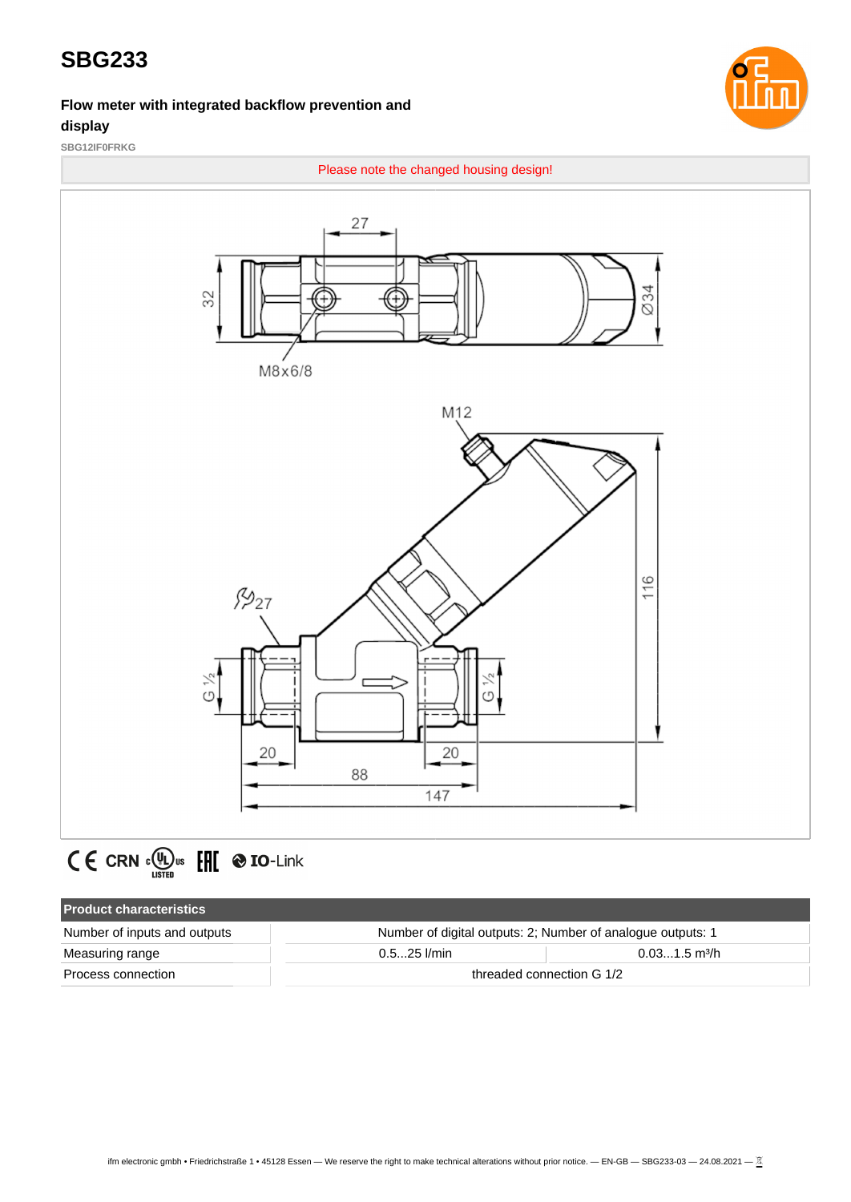# SBG233

**Flow meter with integrated backflow prevention and display**

SBG12IF0FRKG

Please note the changed housing design!

CE CRN cULus LISTED EAC IO-Link

| Product characteristics | | |
|---|---|---|
| Number of inputs and outputs | Number of digital outputs: 2; Number of analogue outputs: 1 | |
| Measuring range | 0.5...25 l/min | 0.03...1.5 m³/h |
| Process connection | threaded connection G 1/2 | |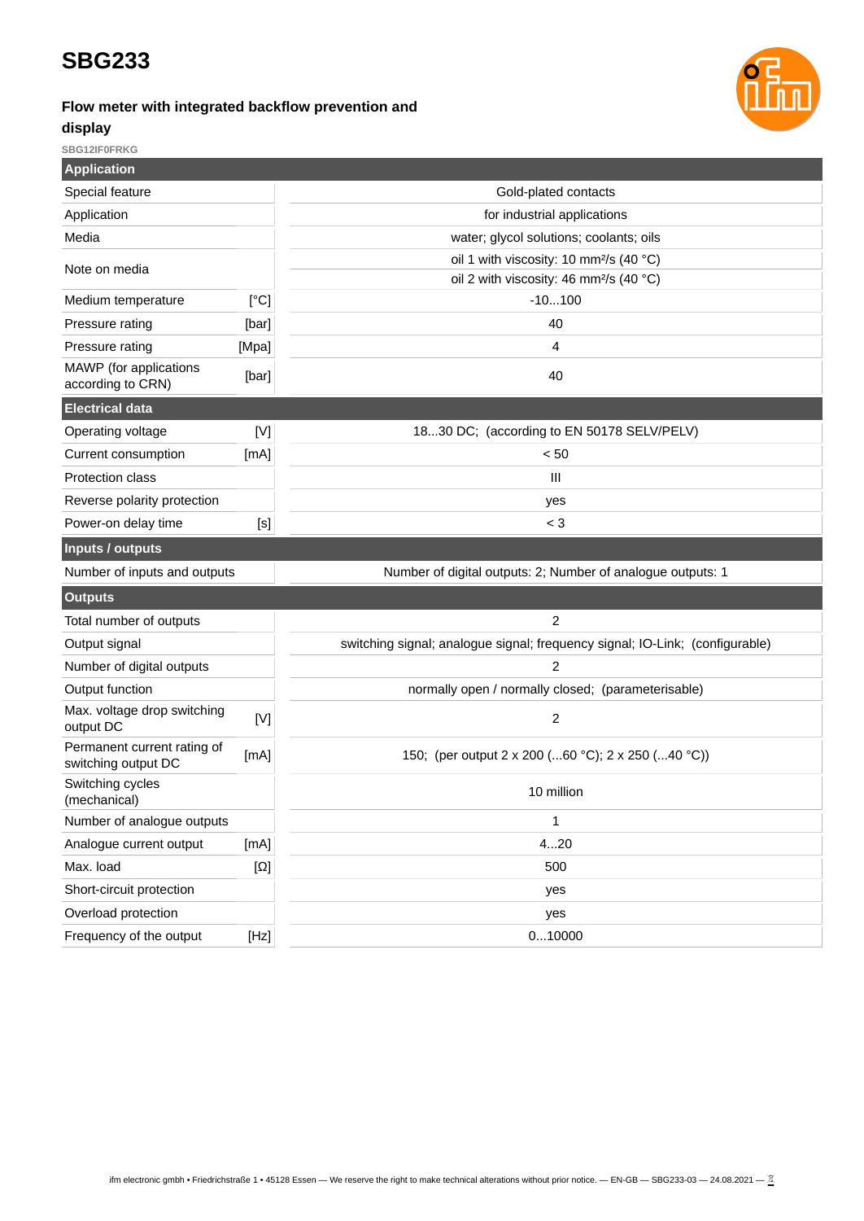# SBG233

### Flow meter with integrated backflow prevention and display

SBG12IF0FRKG

| Application | | |
|---|---|---|
| Special feature | | Gold-plated contacts |
| Application | | for industrial applications |
| Media | | water; glycol solutions; coolants; oils |
| Note on media | | oil 1 with viscosity: 10 mm²/s (40 °C)<br>oil 2 with viscosity: 46 mm²/s (40 °C) |
| Medium temperature | [°C] | -10...100 |
| Pressure rating | [bar] | 40 |
| Pressure rating | [Mpa] | 4 |
| MAWP (for applications according to CRN) | [bar] | 40 |
| **Electrical data** | | |
| Operating voltage | [V] | 18...30 DC; (according to EN 50178 SELV/PELV) |
| Current consumption | [mA] | < 50 |
| Protection class | | III |
| Reverse polarity protection | | yes |
| Power-on delay time | [s] | < 3 |
| **Inputs / outputs** | | |
| Number of inputs and outputs | | Number of digital outputs: 2; Number of analogue outputs: 1 |
| **Outputs** | | |
| Total number of outputs | | 2 |
| Output signal | | switching signal; analogue signal; frequency signal; IO-Link; (configurable) |
| Number of digital outputs | | 2 |
| Output function | | normally open / normally closed; (parameterisable) |
| Max. voltage drop switching output DC | [V] | 2 |
| Permanent current rating of switching output DC | [mA] | 150; (per output 2 x 200 (...60 °C); 2 x 250 (...40 °C)) |
| Switching cycles (mechanical) | | 10 million |
| Number of analogue outputs | | 1 |
| Analogue current output | [mA] | 4...20 |
| Max. load | [Ω] | 500 |
| Short-circuit protection | | yes |
| Overload protection | | yes |
| Frequency of the output | [Hz] | 0...10000 |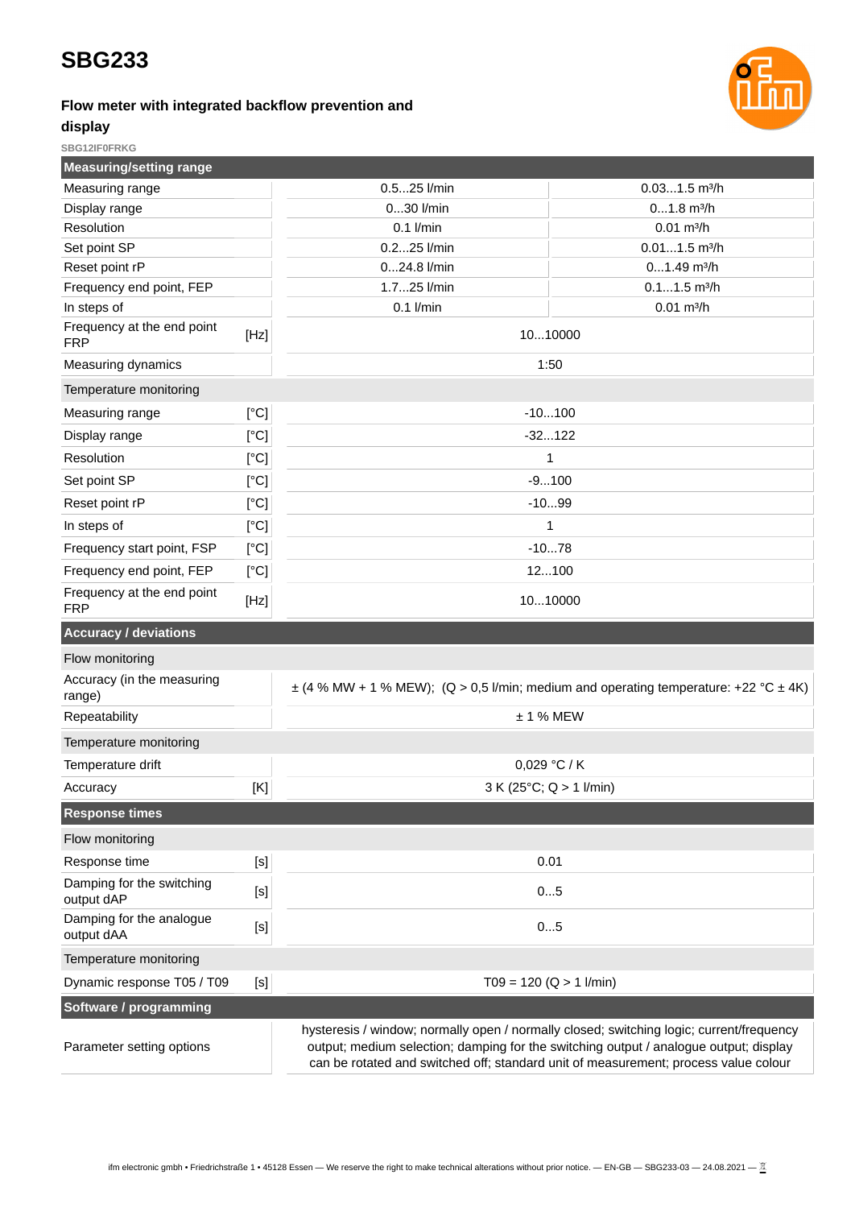# SBG233

**Flow meter with integrated backflow prevention and display**

SBG12IF0FRKG

| Measuring/setting range | | | |
|---|---|---|---|
| Measuring range | | 0.5...25 l/min | 0.03...1.5 m³/h |
| Display range | | 0...30 l/min | 0...1.8 m³/h |
| Resolution | | 0.1 l/min | 0.01 m³/h |
| Set point SP | | 0.2...25 l/min | 0.01...1.5 m³/h |
| Reset point rP | | 0...24.8 l/min | 0...1.49 m³/h |
| Frequency end point, FEP | | 1.7...25 l/min | 0.1...1.5 m³/h |
| In steps of | | 0.1 l/min | 0.01 m³/h |
| Frequency at the end point FRP | [Hz] | 10...10000 | |
| Measuring dynamics | | 1:50 | |
| **Temperature monitoring** | | | |
| Measuring range | [°C] | -10...100 | |
| Display range | [°C] | -32...122 | |
| Resolution | [°C] | 1 | |
| Set point SP | [°C] | -9...100 | |
| Reset point rP | [°C] | -10...99 | |
| In steps of | [°C] | 1 | |
| Frequency start point, FSP | [°C] | -10...78 | |
| Frequency end point, FEP | [°C] | 12...100 | |
| Frequency at the end point FRP | [Hz] | 10...10000 | |

| Accuracy / deviations | | |
|---|---|---|
| **Flow monitoring** | | |
| Accuracy (in the measuring range) | | ± (4 % MW + 1 % MEW); (Q > 0,5 l/min; medium and operating temperature: +22 °C ± 4K) |
| Repeatability | | ± 1 % MEW |
| **Temperature monitoring** | | |
| Temperature drift | | 0,029 °C / K |
| Accuracy | [K] | 3 K (25°C; Q > 1 l/min) |

| Response times | | |
|---|---|---|
| **Flow monitoring** | | |
| Response time | [s] | 0.01 |
| Damping for the switching output dAP | [s] | 0...5 |
| Damping for the analogue output dAA | [s] | 0...5 |
| **Temperature monitoring** | | |
| Dynamic response T05 / T09 | [s] | T09 = 120 (Q > 1 l/min) |

| Software / programming | |
|---|---|
| Parameter setting options | hysteresis / window; normally open / normally closed; switching logic; current/frequency output; medium selection; damping for the switching output / analogue output; display can be rotated and switched off; standard unit of measurement; process value colour |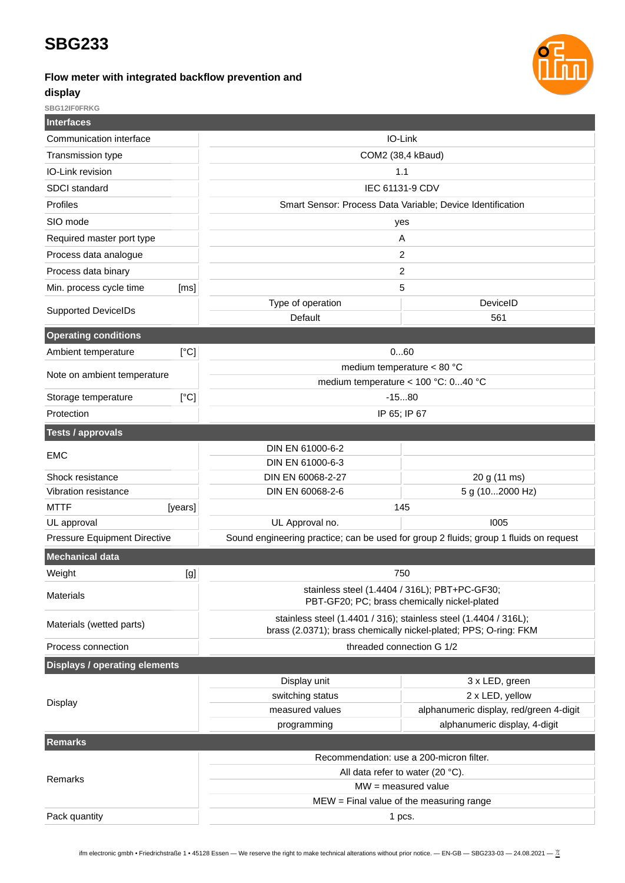# SBG233

### Flow meter with integrated backflow prevention and display

SBG12IF0FRKG

| Interfaces | | | |
|---|---|---|---|
| Communication interface | | IO-Link | |
| Transmission type | | COM2 (38,4 kBaud) | |
| IO-Link revision | | 1.1 | |
| SDCI standard | | IEC 61131-9 CDV | |
| Profiles | | Smart Sensor: Process Data Variable; Device Identification | |
| SIO mode | | yes | |
| Required master port type | | A | |
| Process data analogue | | 2 | |
| Process data binary | | 2 | |
| Min. process cycle time | [ms] | 5 | |
| Supported DeviceIDs | | Type of operation | DeviceID |
| | | Default | 561 |

| Operating conditions | | | |
|---|---|---|---|
| Ambient temperature | [°C] | 0...60 | |
| Note on ambient temperature | | medium temperature < 80 °C | |
| | | medium temperature < 100 °C: 0...40 °C | |
| Storage temperature | [°C] | -15...80 | |
| Protection | | IP 65; IP 67 | |

| Tests / approvals | | | |
|---|---|---|---|
| EMC | | DIN EN 61000-6-2 | |
| | | DIN EN 61000-6-3 | |
| Shock resistance | | DIN EN 60068-2-27 | 20 g (11 ms) |
| Vibration resistance | | DIN EN 60068-2-6 | 5 g (10...2000 Hz) |
| MTTF | [years] | 145 | |
| UL approval | | UL Approval no. | I005 |
| Pressure Equipment Directive | | Sound engineering practice; can be used for group 2 fluids; group 1 fluids on request | |

| Mechanical data | | |
|---|---|---|
| Weight | [g] | 750 |
| Materials | | stainless steel (1.4404 / 316L); PBT+PC-GF30; PBT-GF20; PC; brass chemically nickel-plated |
| Materials (wetted parts) | | stainless steel (1.4401 / 316); stainless steel (1.4404 / 316L); brass (2.0371); brass chemically nickel-plated; PPS; O-ring: FKM |
| Process connection | | threaded connection G 1/2 |

| Displays / operating elements | | |
|---|---|---|
| Display | Display unit | 3 x LED, green |
| | switching status | 2 x LED, yellow |
| | measured values | alphanumeric display, red/green 4-digit |
| | programming | alphanumeric display, 4-digit |

| Remarks | |
|---|---|
| Remarks | Recommendation: use a 200-micron filter. |
| | All data refer to water (20 °C). |
| | MW = measured value |
| | MEW = Final value of the measuring range |
| Pack quantity | 1 pcs. |

ifm electronic gmbh • Friedrichstraße 1 • 45128 Essen — We reserve the right to make technical alterations without prior notice. — EN-GB — SBG233-03 — 24.08.2021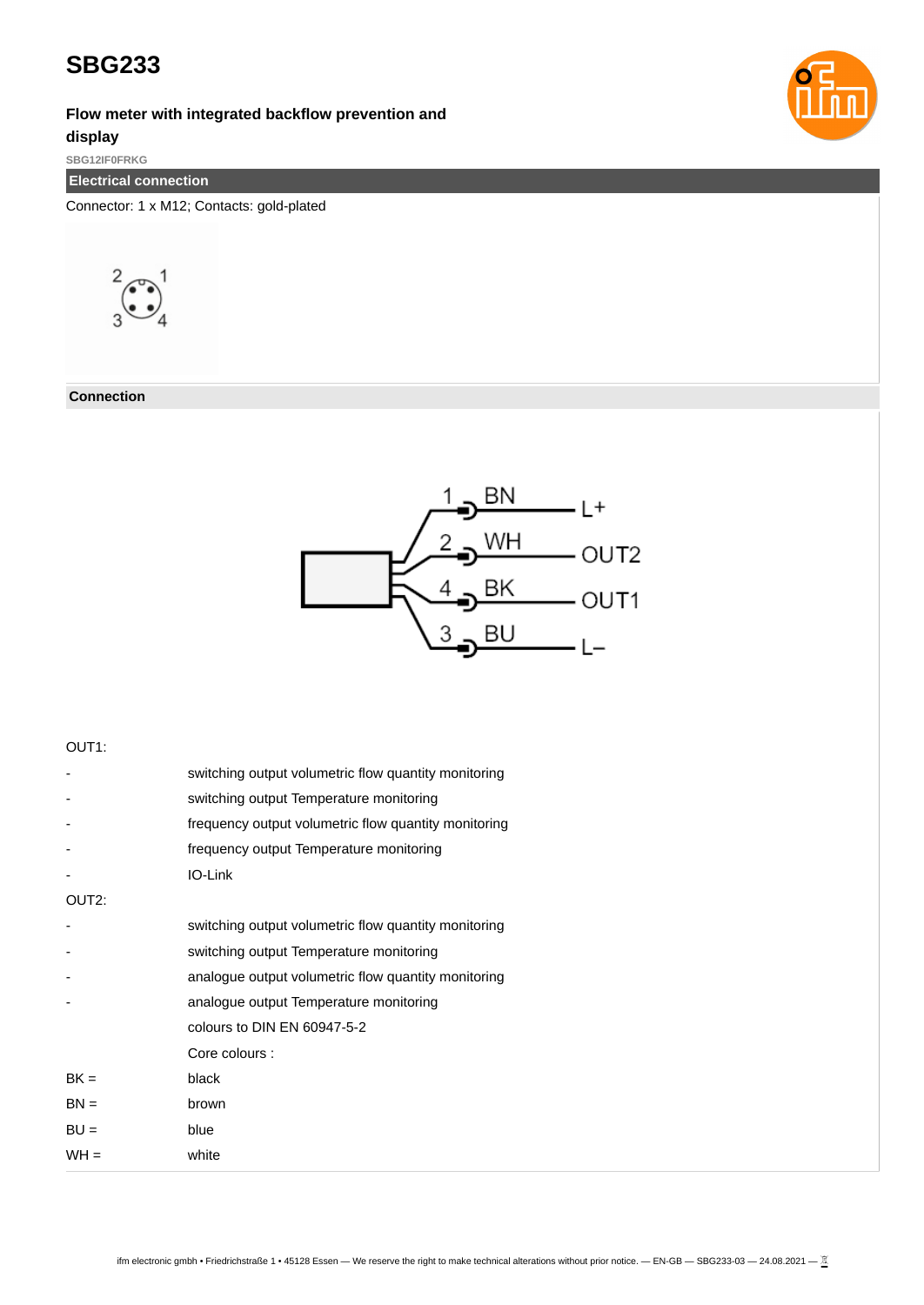# SBG233

**Flow meter with integrated backflow prevention and display**

SBG12IF0FRKG

## Electrical connection

Connector: 1 x M12; Contacts: gold-plated

### Connection

OUT1:

| | |
|---|---|
| - | switching output volumetric flow quantity monitoring |
| - | switching output Temperature monitoring |
| - | frequency output volumetric flow quantity monitoring |
| - | frequency output Temperature monitoring |
| - | IO-Link |

OUT2:

| | |
|---|---|
| - | switching output volumetric flow quantity monitoring |
| - | switching output Temperature monitoring |
| - | analogue output volumetric flow quantity monitoring |
| - | analogue output Temperature monitoring |
| | colours to DIN EN 60947-5-2 |
| | Core colours : |
| BK = | black |
| BN = | brown |
| BU = | blue |
| WH = | white |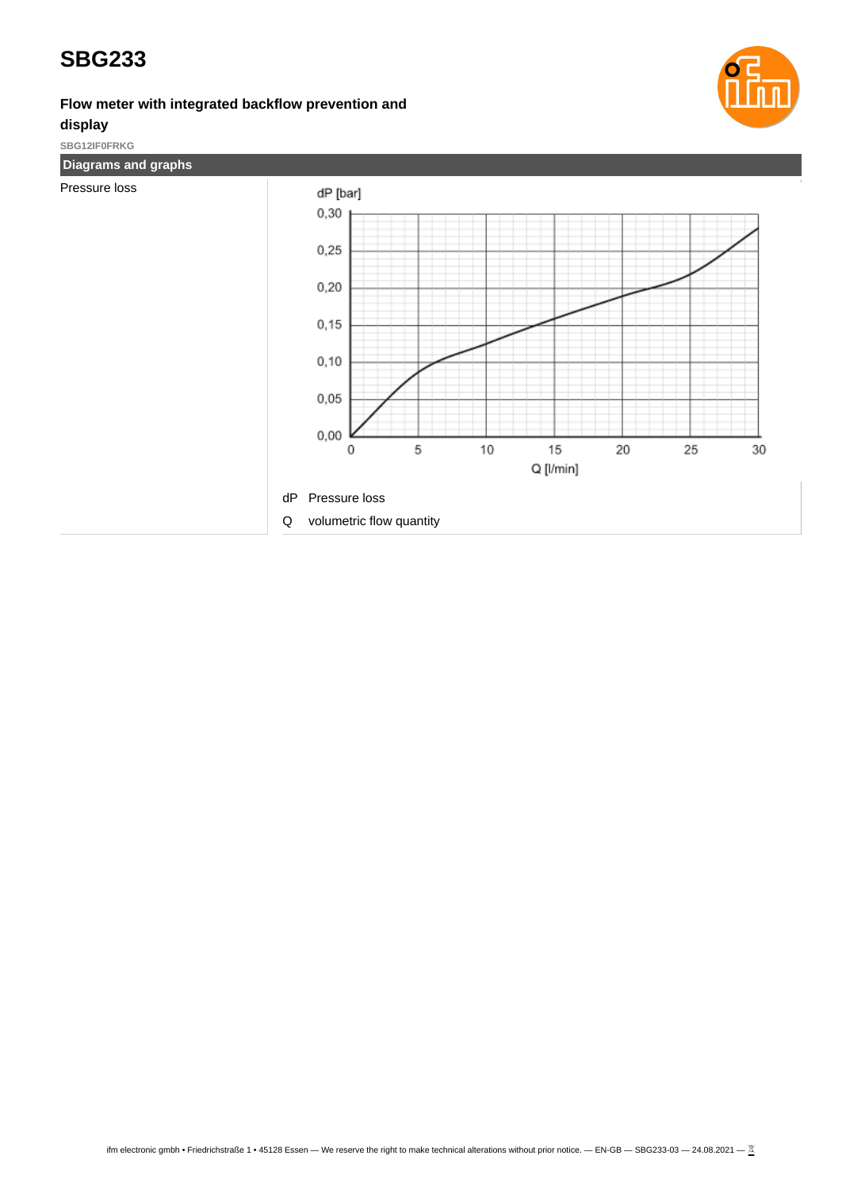# SBG233

**Flow meter with integrated backflow prevention and display**

**SBG12IF0FRKG**

## Diagrams and graphs

Pressure loss

dP [bar]

0,30
0,25
0,20
0,15
0,10
0,05
0,00

0 5 10 15 20 25 30

Q [l/min]

dP Pressure loss

Q volumetric flow quantity